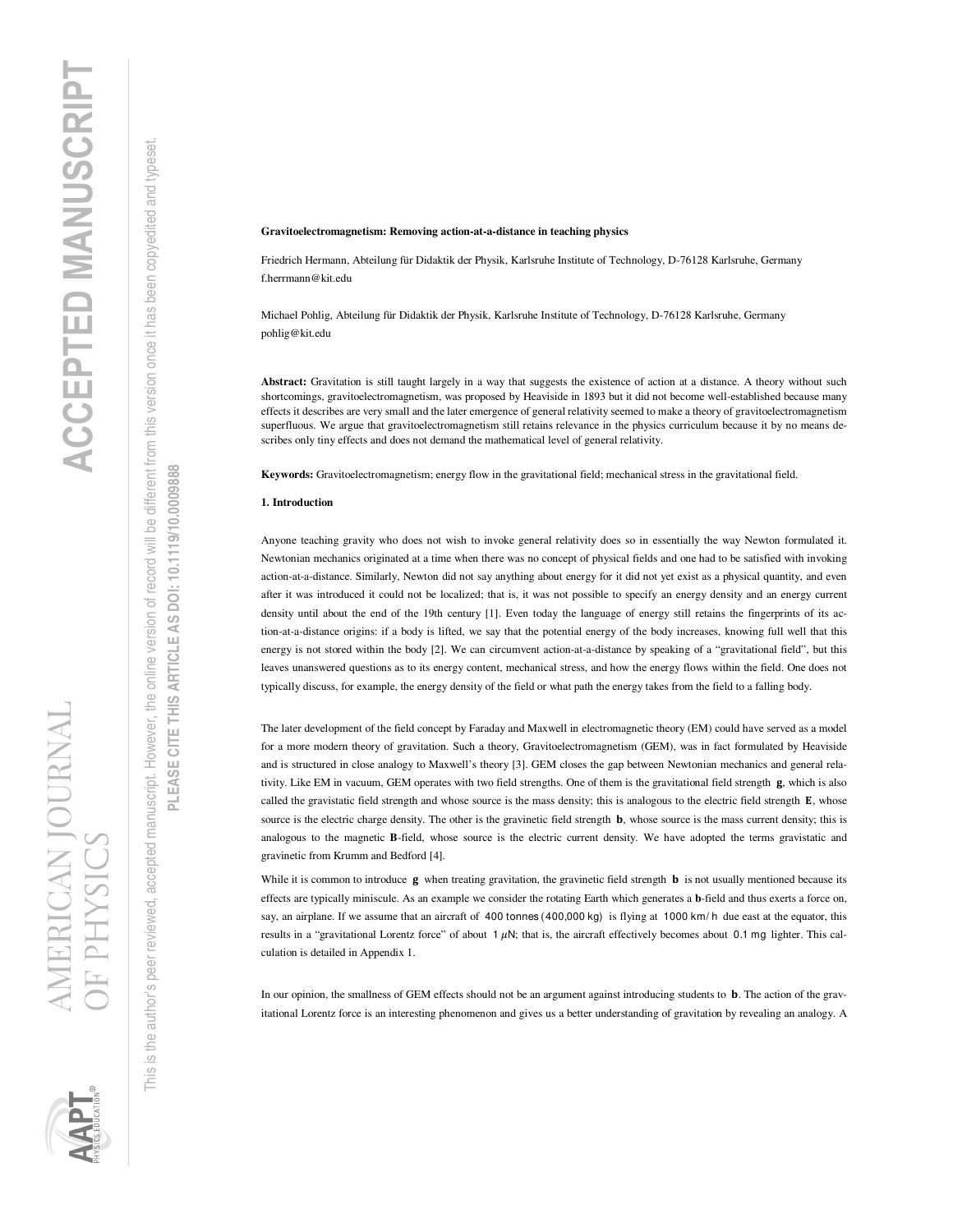**Gravitoelectromagnetism: Removing action-at-a-distance in teaching physics**

Friedrich Hermann, Abteilung für Didaktik der Physik, Karlsruhe Institute of Technology, D-76128 Karlsruhe, Germany
f.herrmann@kit.edu

Michael Pohlig, Abteilung für Didaktik der Physik, Karlsruhe Institute of Technology, D-76128 Karlsruhe, Germany
pohlig@kit.edu

**Abstract:** Gravitation is still taught largely in a way that suggests the existence of action at a distance. A theory without such shortcomings, gravitoelectromagnetism, was proposed by Heaviside in 1893 but it did not become well-established because many effects it describes are very small and the later emergence of general relativity seemed to make a theory of gravitoelectromagnetism superfluous. We argue that gravitoelectromagnetism still retains relevance in the physics curriculum because it by no means describes only tiny effects and does not demand the mathematical level of general relativity.

**Keywords:** Gravitoelectromagnetism; energy flow in the gravitational field; mechanical stress in the gravitational field.

## 1. Introduction

Anyone teaching gravity who does not wish to invoke general relativity does so in essentially the way Newton formulated it. Newtonian mechanics originated at a time when there was no concept of physical fields and one had to be satisfied with invoking action-at-a-distance. Similarly, Newton did not say anything about energy for it did not yet exist as a physical quantity, and even after it was introduced it could not be localized; that is, it was not possible to specify an energy density and an energy current density until about the end of the 19th century [1]. Even today the language of energy still retains the fingerprints of its action-at-a-distance origins: if a body is lifted, we say that the potential energy of the body increases, knowing full well that this energy is not stored within the body [2]. We can circumvent action-at-a-distance by speaking of a "gravitational field", but this leaves unanswered questions as to its energy content, mechanical stress, and how the energy flows within the field. One does not typically discuss, for example, the energy density of the field or what path the energy takes from the field to a falling body.

The later development of the field concept by Faraday and Maxwell in electromagnetic theory (EM) could have served as a model for a more modern theory of gravitation. Such a theory, Gravitoelectromagnetism (GEM), was in fact formulated by Heaviside and is structured in close analogy to Maxwell's theory [3]. GEM closes the gap between Newtonian mechanics and general relativity. Like EM in vacuum, GEM operates with two field strengths. One of them is the gravitational field strength $\mathbf{g}$, which is also called the gravistatic field strength and whose source is the mass density; this is analogous to the electric field strength $\mathbf{E}$, whose source is the electric charge density. The other is the gravinetic field strength $\mathbf{b}$, whose source is the mass current density; this is analogous to the magnetic $\mathbf{B}$-field, whose source is the electric current density. We have adopted the terms gravistatic and gravinetic from Krumm and Bedford [4].

While it is common to introduce $\mathbf{g}$ when treating gravitation, the gravinetic field strength $\mathbf{b}$ is not usually mentioned because its effects are typically miniscule. As an example we consider the rotating Earth which generates a $\mathbf{b}$-field and thus exerts a force on, say, an airplane. If we assume that an aircraft of 400 tonnes (400,000 kg) is flying at 1000 km/h due east at the equator, this results in a "gravitational Lorentz force" of about 1 $\mu$N; that is, the aircraft effectively becomes about 0.1 mg lighter. This calculation is detailed in Appendix 1.

In our opinion, the smallness of GEM effects should not be an argument against introducing students to $\mathbf{b}$. The action of the gravitational Lorentz force is an interesting phenomenon and gives us a better understanding of gravitation by revealing an analogy. A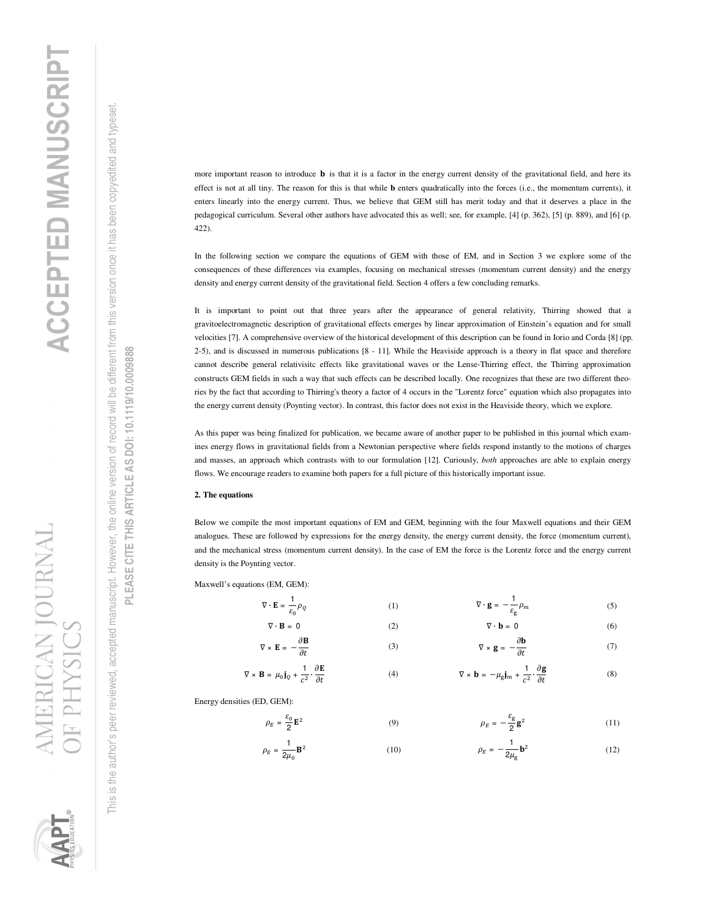more important reason to introduce **b** is that it is a factor in the energy current density of the gravitational field, and here its effect is not at all tiny. The reason for this is that while **b** enters quadratically into the forces (i.e., the momentum currents), it enters linearly into the energy current. Thus, we believe that GEM still has merit today and that it deserves a place in the pedagogical curriculum. Several other authors have advocated this as well; see, for example, [4] (p. 362), [5] (p. 889), and [6] (p. 422).

In the following section we compare the equations of GEM with those of EM, and in Section 3 we explore some of the consequences of these differences via examples, focusing on mechanical stresses (momentum current density) and the energy density and energy current density of the gravitational field. Section 4 offers a few concluding remarks.

It is important to point out that three years after the appearance of general relativity, Thirring showed that a gravitoelectromagnetic description of gravitational effects emerges by linear approximation of Einstein's equation and for small velocities [7]. A comprehensive overview of the historical development of this description can be found in Iorio and Corda [8] (pp. 2-5), and is discussed in numerous publications [8 - 11]. While the Heaviside approach is a theory in flat space and therefore cannot describe general relativisitc effects like gravitational waves or the Lense-Thirring effect, the Thirring approximation constructs GEM fields in such a way that such effects can be described locally. One recognizes that these are two different theories by the fact that according to Thirring's theory a factor of 4 occurs in the "Lorentz force" equation which also propagates into the energy current density (Poynting vector). In contrast, this factor does not exist in the Heaviside theory, which we explore.

As this paper was being finalized for publication, we became aware of another paper to be published in this journal which examines energy flows in gravitational fields from a Newtonian perspective where fields respond instantly to the motions of charges and masses, an approach which contrasts with to our formulation [12]. Curiously, *both* approaches are able to explain energy flows. We encourage readers to examine both papers for a full picture of this historically important issue.

**2. The equations**

Below we compile the most important equations of EM and GEM, beginning with the four Maxwell equations and their GEM analogues. These are followed by expressions for the energy density, the energy current density, the force (momentum current), and the mechanical stress (momentum current density). In the case of EM the force is the Lorentz force and the energy current density is the Poynting vector.

Maxwell's equations (EM, GEM):

$$\nabla \cdot \mathbf{E} = \frac{1}{\varepsilon_0}\rho_Q \quad (1) \qquad\qquad \nabla \cdot \mathbf{g} = -\frac{1}{\varepsilon_{\mathrm{g}}}\rho_m \quad (5)$$

$$\nabla \cdot \mathbf{B} = 0 \quad (2) \qquad\qquad \nabla \cdot \mathbf{b} = 0 \quad (6)$$

$$\nabla \times \mathbf{E} = -\frac{\partial \mathbf{B}}{\partial t} \quad (3) \qquad\qquad \nabla \times \mathbf{g} = -\frac{\partial \mathbf{b}}{\partial t} \quad (7)$$

$$\nabla \times \mathbf{B} = \mu_0 \mathbf{j}_Q + \frac{1}{c^2}\cdot\frac{\partial \mathbf{E}}{\partial t} \quad (4) \qquad\qquad \nabla \times \mathbf{b} = -\mu_{\mathrm{g}} \mathbf{j}_m + \frac{1}{c^2}\cdot\frac{\partial \mathbf{g}}{\partial t} \quad (8)$$

Energy densities (ED, GEM):

$$\rho_E = \frac{\varepsilon_0}{2}\mathbf{E}^2 \quad (9) \qquad\qquad \rho_E = -\frac{\varepsilon_{\mathrm{g}}}{2}\mathbf{g}^2 \quad (11)$$

$$\rho_E = \frac{1}{2\mu_0}\mathbf{B}^2 \quad (10) \qquad\qquad \rho_E = -\frac{1}{2\mu_{\mathrm{g}}}\mathbf{b}^2 \quad (12)$$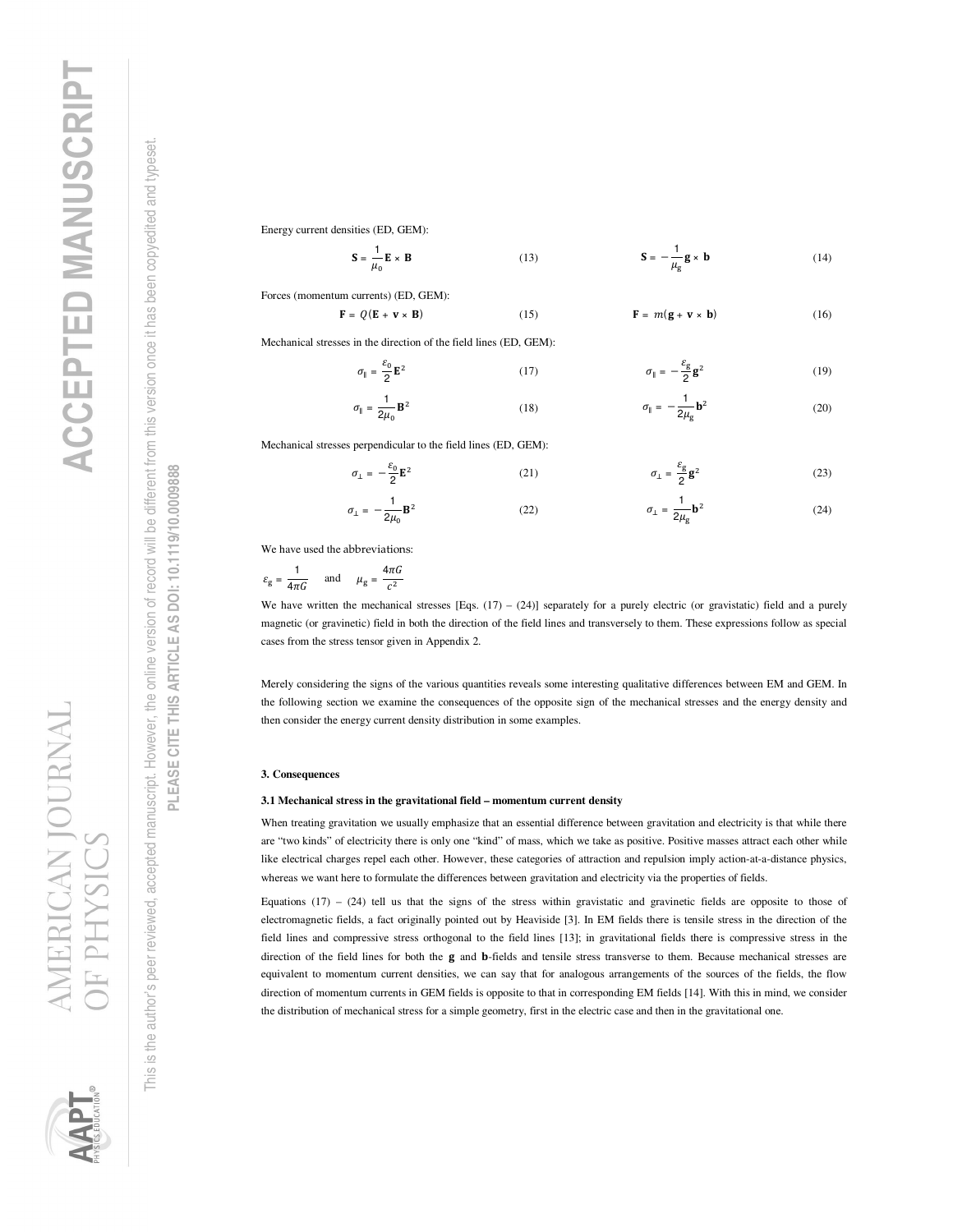Energy current densities (ED, GEM):

$$\mathbf{S} = \frac{1}{\mu_0}\mathbf{E} \times \mathbf{B} \qquad (13) \qquad\qquad \mathbf{S} = -\frac{1}{\mu_g}\mathbf{g} \times \mathbf{b} \qquad (14)$$

Forces (momentum currents) (ED, GEM):

$$\mathbf{F} = Q(\mathbf{E} + \mathbf{v} \times \mathbf{B}) \qquad (15) \qquad\qquad \mathbf{F} = m(\mathbf{g} + \mathbf{v} \times \mathbf{b}) \qquad (16)$$

Mechanical stresses in the direction of the field lines (ED, GEM):

$$\sigma_{\parallel} = \frac{\varepsilon_0}{2}\mathbf{E}^2 \qquad (17) \qquad\qquad \sigma_{\parallel} = -\frac{\varepsilon_g}{2}\mathbf{g}^2 \qquad (19)$$

$$\sigma_{\parallel} = \frac{1}{2\mu_0}\mathbf{B}^2 \qquad (18) \qquad\qquad \sigma_{\parallel} = -\frac{1}{2\mu_g}\mathbf{b}^2 \qquad (20)$$

Mechanical stresses perpendicular to the field lines (ED, GEM):

$$\sigma_{\perp} = -\frac{\varepsilon_0}{2}\mathbf{E}^2 \qquad (21) \qquad\qquad \sigma_{\perp} = \frac{\varepsilon_g}{2}\mathbf{g}^2 \qquad (23)$$

$$\sigma_{\perp} = -\frac{1}{2\mu_0}\mathbf{B}^2 \qquad (22) \qquad\qquad \sigma_{\perp} = \frac{1}{2\mu_g}\mathbf{b}^2 \qquad (24)$$

We have used the abbreviations:

$$\varepsilon_g = \frac{1}{4\pi G} \quad \text{and} \quad \mu_g = \frac{4\pi G}{c^2}$$

We have written the mechanical stresses [Eqs. (17) – (24)] separately for a purely electric (or gravistatic) field and a purely magnetic (or gravinetic) field in both the direction of the field lines and transversely to them. These expressions follow as special cases from the stress tensor given in Appendix 2.

Merely considering the signs of the various quantities reveals some interesting qualitative differences between EM and GEM. In the following section we examine the consequences of the opposite sign of the mechanical stresses and the energy density and then consider the energy current density distribution in some examples.

## 3. Consequences

### 3.1 Mechanical stress in the gravitational field – momentum current density

When treating gravitation we usually emphasize that an essential difference between gravitation and electricity is that while there are "two kinds" of electricity there is only one "kind" of mass, which we take as positive. Positive masses attract each other while like electrical charges repel each other. However, these categories of attraction and repulsion imply action-at-a-distance physics, whereas we want here to formulate the differences between gravitation and electricity via the properties of fields.

Equations (17) – (24) tell us that the signs of the stress within gravistatic and gravinetic fields are opposite to those of electromagnetic fields, a fact originally pointed out by Heaviside [3]. In EM fields there is tensile stress in the direction of the field lines and compressive stress orthogonal to the field lines [13]; in gravitational fields there is compressive stress in the direction of the field lines for both the $\mathbf{g}$ and $\mathbf{b}$-fields and tensile stress transverse to them. Because mechanical stresses are equivalent to momentum current densities, we can say that for analogous arrangements of the sources of the fields, the flow direction of momentum currents in GEM fields is opposite to that in corresponding EM fields [14]. With this in mind, we consider the distribution of mechanical stress for a simple geometry, first in the electric case and then in the gravitational one.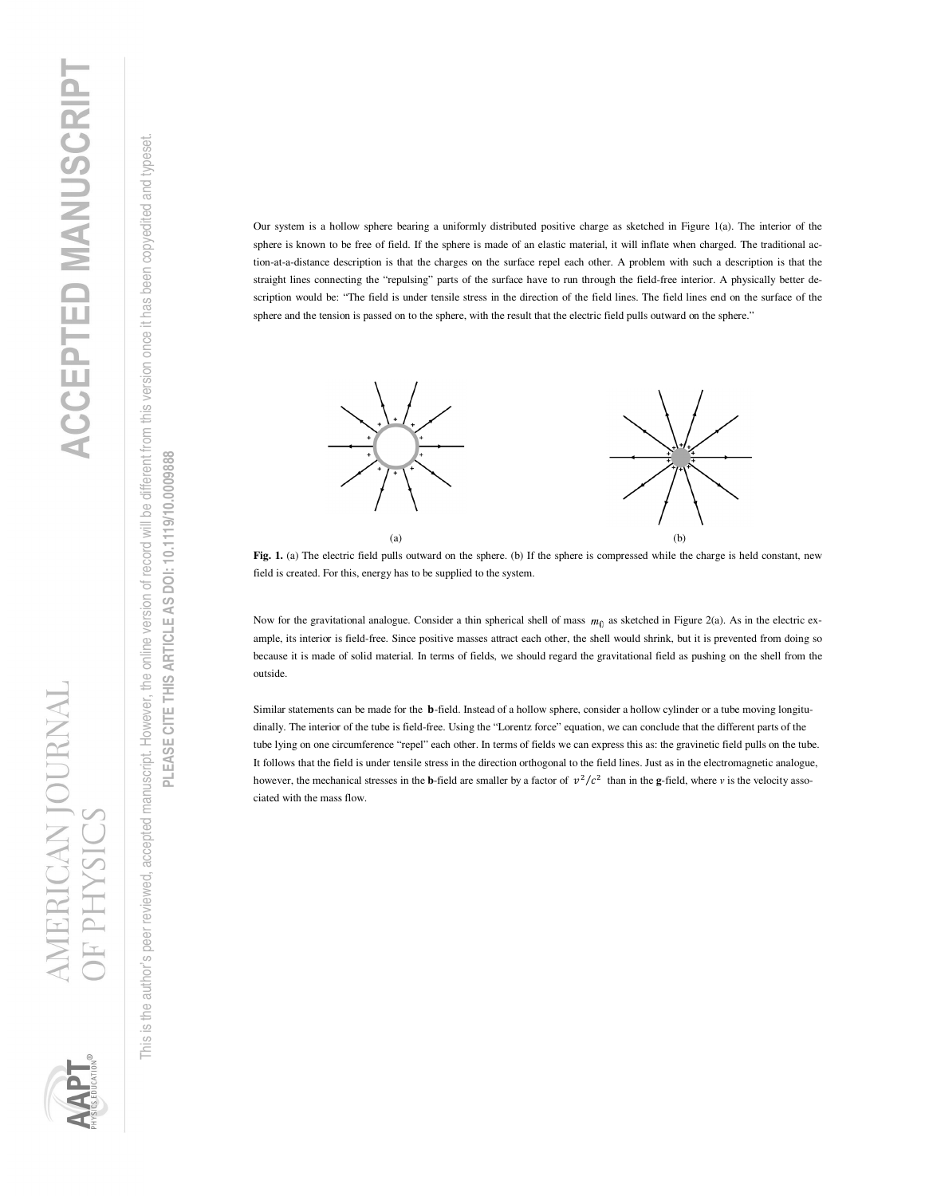Our system is a hollow sphere bearing a uniformly distributed positive charge as sketched in Figure 1(a). The interior of the sphere is known to be free of field. If the sphere is made of an elastic material, it will inflate when charged. The traditional action-at-a-distance description is that the charges on the surface repel each other. A problem with such a description is that the straight lines connecting the "repulsing" parts of the surface have to run through the field-free interior. A physically better description would be: "The field is under tensile stress in the direction of the field lines. The field lines end on the surface of the sphere and the tension is passed on to the sphere, with the result that the electric field pulls outward on the sphere."

**Fig. 1.** (a) The electric field pulls outward on the sphere. (b) If the sphere is compressed while the charge is held constant, new field is created. For this, energy has to be supplied to the system.

Now for the gravitational analogue. Consider a thin spherical shell of mass $m_0$ as sketched in Figure 2(a). As in the electric example, its interior is field-free. Since positive masses attract each other, the shell would shrink, but it is prevented from doing so because it is made of solid material. In terms of fields, we should regard the gravitational field as pushing on the shell from the outside.

Similar statements can be made for the **b**-field. Instead of a hollow sphere, consider a hollow cylinder or a tube moving longitudinally. The interior of the tube is field-free. Using the "Lorentz force" equation, we can conclude that the different parts of the tube lying on one circumference "repel" each other. In terms of fields we can express this as: the gravinetic field pulls on the tube. It follows that the field is under tensile stress in the direction orthogonal to the field lines. Just as in the electromagnetic analogue, however, the mechanical stresses in the **b**-field are smaller by a factor of $v^2/c^2$ than in the **g**-field, where $v$ is the velocity associated with the mass flow.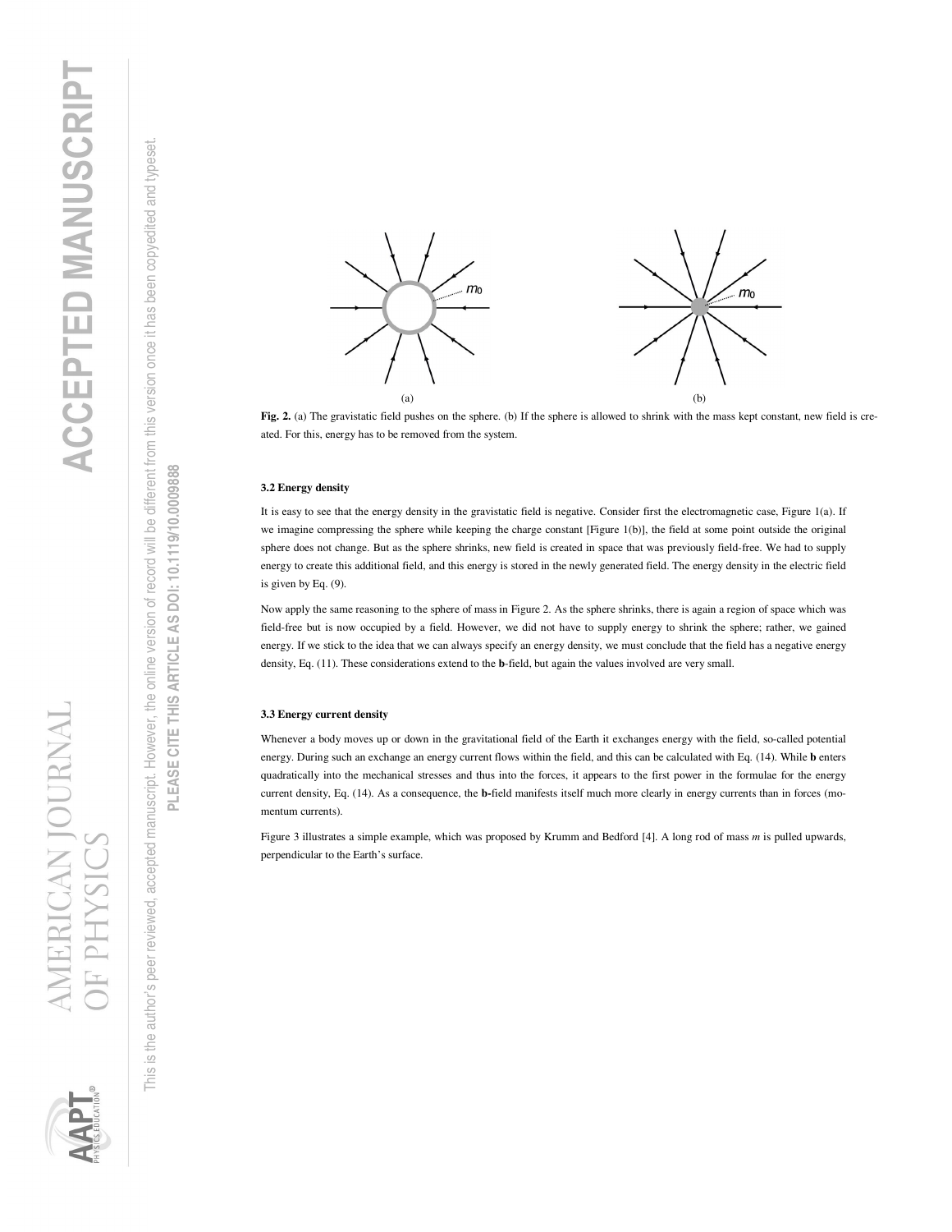**Fig. 2.** (a) The gravistatic field pushes on the sphere. (b) If the sphere is allowed to shrink with the mass kept constant, new field is created. For this, energy has to be removed from the system.

### 3.2 Energy density

It is easy to see that the energy density in the gravistatic field is negative. Consider first the electromagnetic case, Figure 1(a). If we imagine compressing the sphere while keeping the charge constant [Figure 1(b)], the field at some point outside the original sphere does not change. But as the sphere shrinks, new field is created in space that was previously field-free. We had to supply energy to create this additional field, and this energy is stored in the newly generated field. The energy density in the electric field is given by Eq. (9).

Now apply the same reasoning to the sphere of mass in Figure 2. As the sphere shrinks, there is again a region of space which was field-free but is now occupied by a field. However, we did not have to supply energy to shrink the sphere; rather, we gained energy. If we stick to the idea that we can always specify an energy density, we must conclude that the field has a negative energy density, Eq. (11). These considerations extend to the **b**-field, but again the values involved are very small.

### 3.3 Energy current density

Whenever a body moves up or down in the gravitational field of the Earth it exchanges energy with the field, so-called potential energy. During such an exchange an energy current flows within the field, and this can be calculated with Eq. (14). While **b** enters quadratically into the mechanical stresses and thus into the forces, it appears to the first power in the formulae for the energy current density, Eq. (14). As a consequence, the **b**-field manifests itself much more clearly in energy currents than in forces (momentum currents).

Figure 3 illustrates a simple example, which was proposed by Krumm and Bedford [4]. A long rod of mass $m$ is pulled upwards, perpendicular to the Earth's surface.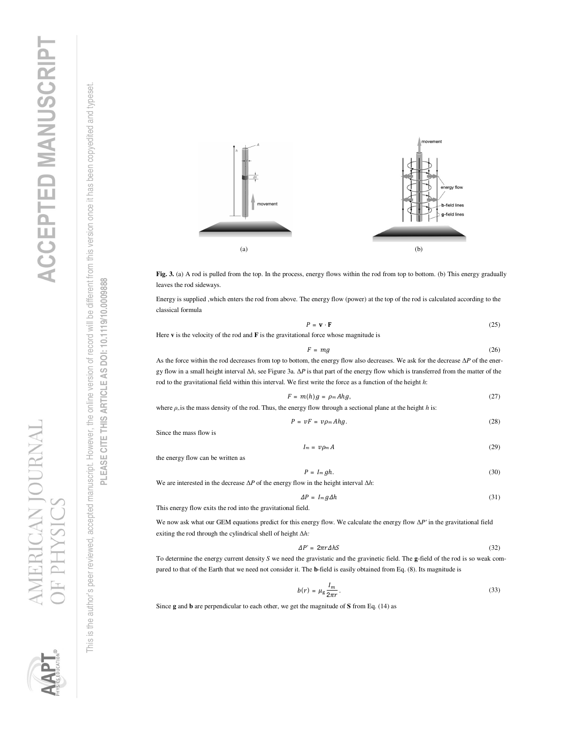**Fig. 3.** (a) A rod is pulled from the top. In the process, energy flows within the rod from top to bottom. (b) This energy gradually leaves the rod sideways.

Energy is supplied ,which enters the rod from above. The energy flow (power) at the top of the rod is calculated according to the classical formula

$$P = \mathbf{v} \cdot \mathbf{F} \tag{25}$$

Here **v** is the velocity of the rod and **F** is the gravitational force whose magnitude is

$$F = mg \tag{26}$$

As the force within the rod decreases from top to bottom, the energy flow also decreases. We ask for the decrease $\Delta P$ of the energy flow in a small height interval $\Delta h$, see Figure 3a. $\Delta P$ is that part of the energy flow which is transferred from the matter of the rod to the gravitational field within this interval. We first write the force as a function of the height $h$:

$$F = m(h)g = \rho_m A h g, \tag{27}$$

where $\rho_m$ is the mass density of the rod. Thus, the energy flow through a sectional plane at the height $h$ is:

$$P = vF = v\rho_m A h g. \tag{28}$$

Since the mass flow is

$$I_m = v\rho_m A \tag{29}$$

the energy flow can be written as

$$P = I_m g h. \tag{30}$$

We are interested in the decrease $\Delta P$ of the energy flow in the height interval $\Delta h$:

$$\Delta P = I_m g \Delta h \tag{31}$$

This energy flow exits the rod into the gravitational field.

We now ask what our GEM equations predict for this energy flow. We calculate the energy flow $\Delta P'$ in the gravitational field exiting the rod through the cylindrical shell of height $\Delta h$:

$$\Delta P' = 2\pi r \Delta h S \tag{32}$$

To determine the energy current density $S$ we need the gravistatic and the gravinetic field. The **g**-field of the rod is so weak compared to that of the Earth that we need not consider it. The **b**-field is easily obtained from Eq. (8). Its magnitude is

$$b(r) = \mu_g \frac{I_m}{2\pi r}. \tag{33}$$

Since **g** and **b** are perpendicular to each other, we get the magnitude of **S** from Eq. (14) as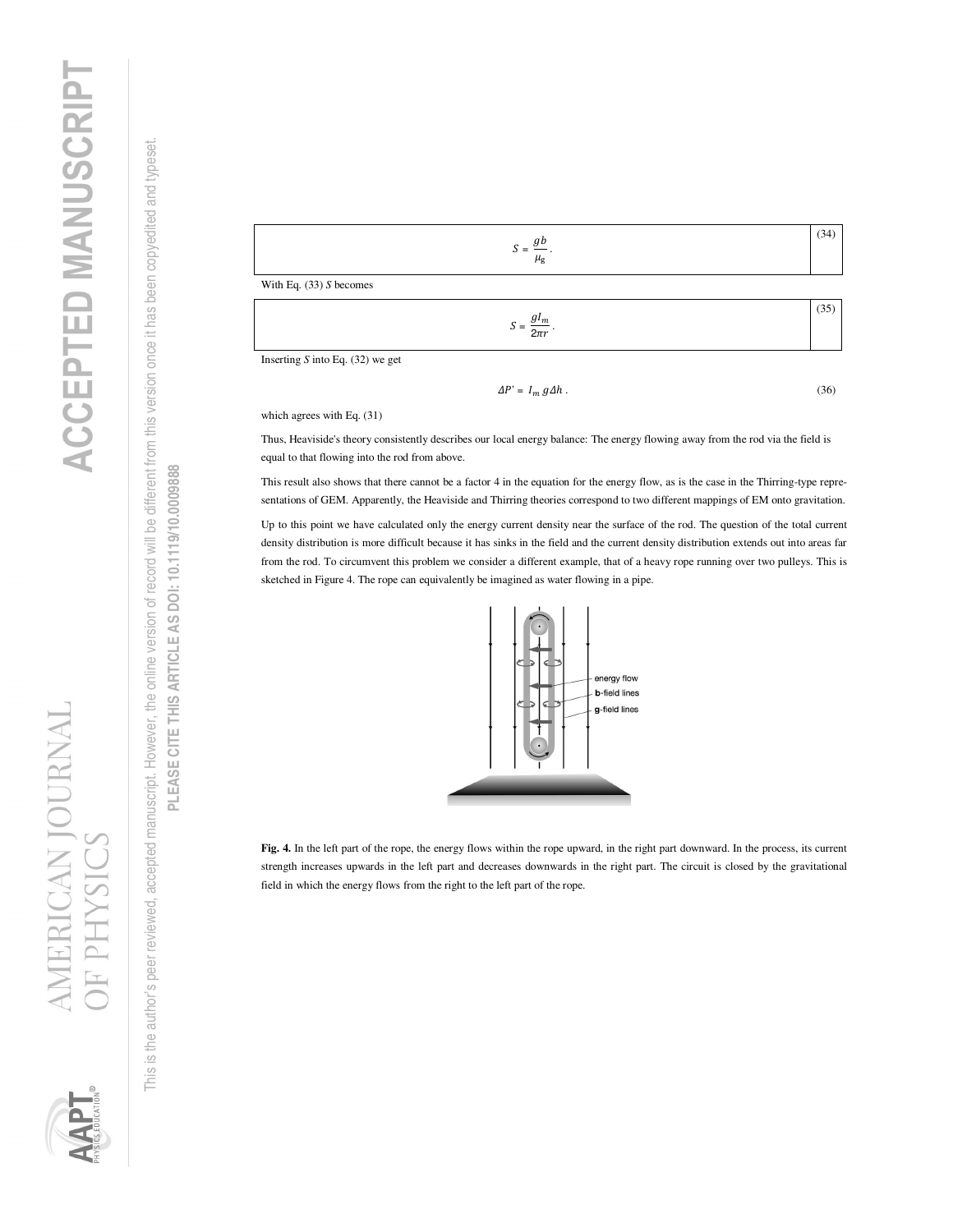$$S = \frac{gb}{\mu_g} . \tag{34}$$

With Eq. (33) $S$ becomes

$$S = \frac{gI_m}{2\pi r} . \tag{35}$$

Inserting $S$ into Eq. (32) we get

$$\Delta P' = I_m \, g \Delta h . \tag{36}$$

which agrees with Eq. (31)

Thus, Heaviside's theory consistently describes our local energy balance: The energy flowing away from the rod via the field is equal to that flowing into the rod from above.

This result also shows that there cannot be a factor 4 in the equation for the energy flow, as is the case in the Thirring-type representations of GEM. Apparently, the Heaviside and Thirring theories correspond to two different mappings of EM onto gravitation.

Up to this point we have calculated only the energy current density near the surface of the rod. The question of the total current density distribution is more difficult because it has sinks in the field and the current density distribution extends out into areas far from the rod. To circumvent this problem we consider a different example, that of a heavy rope running over two pulleys. This is sketched in Figure 4. The rope can equivalently be imagined as water flowing in a pipe.

**Fig. 4.** In the left part of the rope, the energy flows within the rope upward, in the right part downward. In the process, its current strength increases upwards in the left part and decreases downwards in the right part. The circuit is closed by the gravitational field in which the energy flows from the right to the left part of the rope.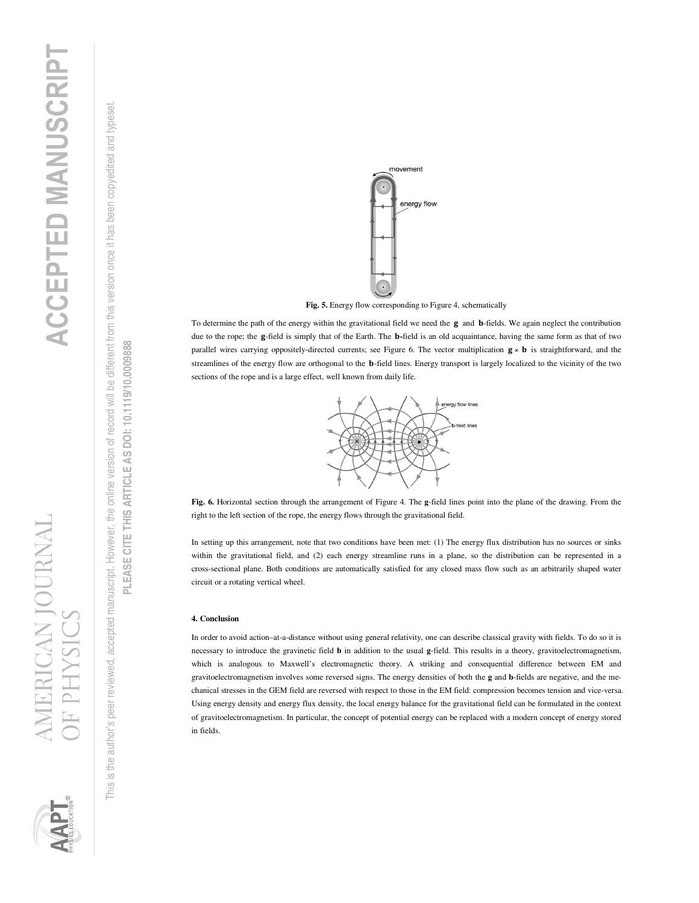**Fig. 5.** Energy flow corresponding to Figure 4, schematically

To determine the path of the energy within the gravitational field we need the **g** and **b**-fields. We again neglect the contribution due to the rope; the **g**-field is simply that of the Earth. The **b**-field is an old acquaintance, having the same form as that of two parallel wires carrying oppositely-directed currents; see Figure 6. The vector multiplication $\mathbf{g} \times \mathbf{b}$ is straightforward, and the streamlines of the energy flow are orthogonal to the **b**-field lines. Energy transport is largely localized to the vicinity of the two sections of the rope and is a large effect, well known from daily life.

**Fig. 6.** Horizontal section through the arrangement of Figure 4. The **g**-field lines point into the plane of the drawing. From the right to the left section of the rope, the energy flows through the gravitational field.

In setting up this arrangement, note that two conditions have been met: (1) The energy flux distribution has no sources or sinks within the gravitational field, and (2) each energy streamline runs in a plane, so the distribution can be represented in a cross-sectional plane. Both conditions are automatically satisfied for any closed mass flow such as an arbitrarily shaped water circuit or a rotating vertical wheel.

#### 4. Conclusion

In order to avoid action–at-a-distance without using general relativity, one can describe classical gravity with fields. To do so it is necessary to introduce the gravinetic field **b** in addition to the usual **g**-field. This results in a theory, gravitoelectromagnetism, which is analogous to Maxwell's electromagnetic theory. A striking and consequential difference between EM and gravitoelectromagnetism involves some reversed signs. The energy densities of both the **g** and **b**-fields are negative, and the mechanical stresses in the GEM field are reversed with respect to those in the EM field: compression becomes tension and vice-versa. Using energy density and energy flux density, the local energy balance for the gravitational field can be formulated in the context of gravitoelectromagnetism. In particular, the concept of potential energy can be replaced with a modern concept of energy stored in fields.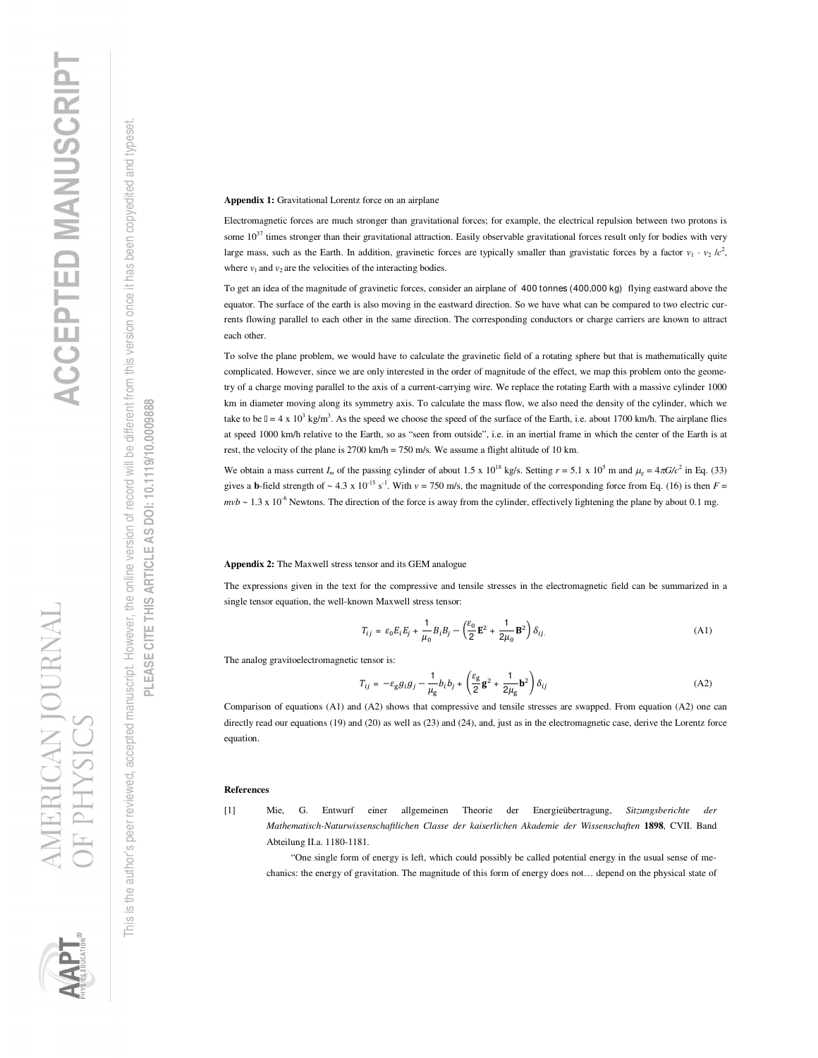**Appendix 1:** Gravitational Lorentz force on an airplane

Electromagnetic forces are much stronger than gravitational forces; for example, the electrical repulsion between two protons is some $10^{37}$ times stronger than their gravitational attraction. Easily observable gravitational forces result only for bodies with very large mass, such as the Earth. In addition, gravinetic forces are typically smaller than gravistatic forces by a factor $v_1 \cdot v_2 / c^2$, where $v_1$ and $v_2$ are the velocities of the interacting bodies.

To get an idea of the magnitude of gravinetic forces, consider an airplane of 400 tonnes (400,000 kg) flying eastward above the equator. The surface of the earth is also moving in the eastward direction. So we have what can be compared to two electric currents flowing parallel to each other in the same direction. The corresponding conductors or charge carriers are known to attract each other.

To solve the plane problem, we would have to calculate the gravinetic field of a rotating sphere but that is mathematically quite complicated. However, since we are only interested in the order of magnitude of the effect, we map this problem onto the geometry of a charge moving parallel to the axis of a current-carrying wire. We replace the rotating Earth with a massive cylinder 1000 km in diameter moving along its symmetry axis. To calculate the mass flow, we also need the density of the cylinder, which we take to be $\rho = 4 \times 10^3$ kg/m$^3$. As the speed we choose the speed of the surface of the Earth, i.e. about 1700 km/h. The airplane flies at speed 1000 km/h relative to the Earth, so as "seen from outside", i.e. in an inertial frame in which the center of the Earth is at rest, the velocity of the plane is 2700 km/h = 750 m/s. We assume a flight altitude of 10 km.

We obtain a mass current $I_m$ of the passing cylinder of about $1.5 \times 10^{18}$ kg/s. Setting $r = 5.1 \times 10^5$ m and $\mu_g = 4\pi G/c^2$ in Eq. (33) gives a **b**-field strength of $\sim 4.3 \times 10^{-15}$ s$^{-1}$. With $v = 750$ m/s, the magnitude of the corresponding force from Eq. (16) is then $F = mvb \sim 1.3 \times 10^{-6}$ Newtons. The direction of the force is away from the cylinder, effectively lightening the plane by about 0.1 mg.

**Appendix 2:** The Maxwell stress tensor and its GEM analogue

The expressions given in the text for the compressive and tensile stresses in the electromagnetic field can be summarized in a single tensor equation, the well-known Maxwell stress tensor:

$$T_{ij} = \varepsilon_0 E_i E_j + \frac{1}{\mu_0} B_i B_j - \left(\frac{\varepsilon_0}{2}\mathbf{E}^2 + \frac{1}{2\mu_0}\mathbf{B}^2\right)\delta_{ij}. \tag{A1}$$

The analog gravitoelectromagnetic tensor is:

$$T_{ij} = -\varepsilon_g g_i g_j - \frac{1}{\mu_g} b_i b_j + \left(\frac{\varepsilon_g}{2}\mathbf{g}^2 + \frac{1}{2\mu_g}\mathbf{b}^2\right)\delta_{ij} \tag{A2}$$

Comparison of equations (A1) and (A2) shows that compressive and tensile stresses are swapped. From equation (A2) one can directly read our equations (19) and (20) as well as (23) and (24), and, just as in the electromagnetic case, derive the Lorentz force equation.

**References**

[1] Mie, G. Entwurf einer allgemeinen Theorie der Energieübertragung, *Sitzungsberichte der Mathematisch-Naturwissenschaftlichen Classe der kaiserlichen Akademie der Wissenschaften* **1898**, CVII. Band Abteilung II.a. 1180-1181.

"One single form of energy is left, which could possibly be called potential energy in the usual sense of mechanics: the energy of gravitation. The magnitude of this form of energy does not… depend on the physical state of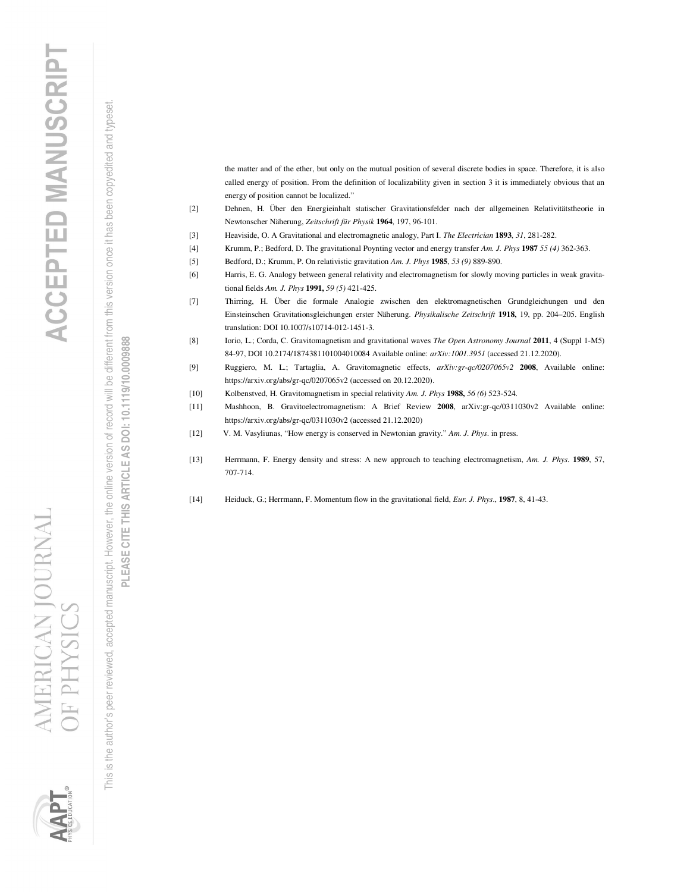the matter and of the ether, but only on the mutual position of several discrete bodies in space. Therefore, it is also called energy of position. From the definition of localizability given in section 3 it is immediately obvious that an energy of position cannot be localized."

[2] Dehnen, H. Über den Energieinhalt statischer Gravitationsfelder nach der allgemeinen Relativitätstheorie in Newtonscher Näherung, *Zeitschrift für Physik* **1964**, 197, 96-101.

[3] Heaviside, O. A Gravitational and electromagnetic analogy, Part I. *The Electrician* **1893**, *31*, 281-282.

[4] Krumm, P.; Bedford, D. The gravitational Poynting vector and energy transfer *Am. J. Phys* **1987** *55 (4)* 362-363.

[5] Bedford, D.; Krumm, P. On relativistic gravitation *Am. J. Phys* **1985**, *53 (9)* 889-890.

[6] Harris, E. G. Analogy between general relativity and electromagnetism for slowly moving particles in weak gravitational fields *Am. J. Phys* **1991,** *59 (5)* 421-425.

[7] Thirring, H. Über die formale Analogie zwischen den elektromagnetischen Grundgleichungen und den Einsteinschen Gravitationsgleichungen erster Näherung. *Physikalische Zeitschrift* **1918,** 19, pp. 204–205. English translation: DOI 10.1007/s10714-012-1451-3.

[8] Iorio, L.; Corda, C. Gravitomagnetism and gravitational waves *The Open Astronomy Journal* **2011**, 4 (Suppl 1-M5) 84-97, DOI 10.2174/1874381101004010084 Available online: *arXiv:1001.3951* (accessed 21.12.2020).

[9] Ruggiero, M. L.; Tartaglia, A. Gravitomagnetic effects, *arXiv:gr-qc/0207065v2* **2008**, Available online: https://arxiv.org/abs/gr-qc/0207065v2 (accessed on 20.12.2020).

[10] Kolbenstved, H. Gravitomagnetism in special relativity *Am. J. Phys* **1988,** *56 (6)* 523-524.

[11] Mashhoon, B. Gravitoelectromagnetism: A Brief Review **2008**, arXiv:gr-qc/0311030v2 Available online: https://arxiv.org/abs/gr-qc/0311030v2 (accessed 21.12.2020)

[12] V. M. Vasyliunas, "How energy is conserved in Newtonian gravity." *Am. J. Phys*. in press.

[13] Herrmann, F. Energy density and stress: A new approach to teaching electromagnetism, *Am. J. Phys*. **1989**, 57, 707-714.

[14] Heiduck, G.; Herrmann, F. Momentum flow in the gravitational field, *Eur. J. Phys*., **1987**, 8, 41-43.